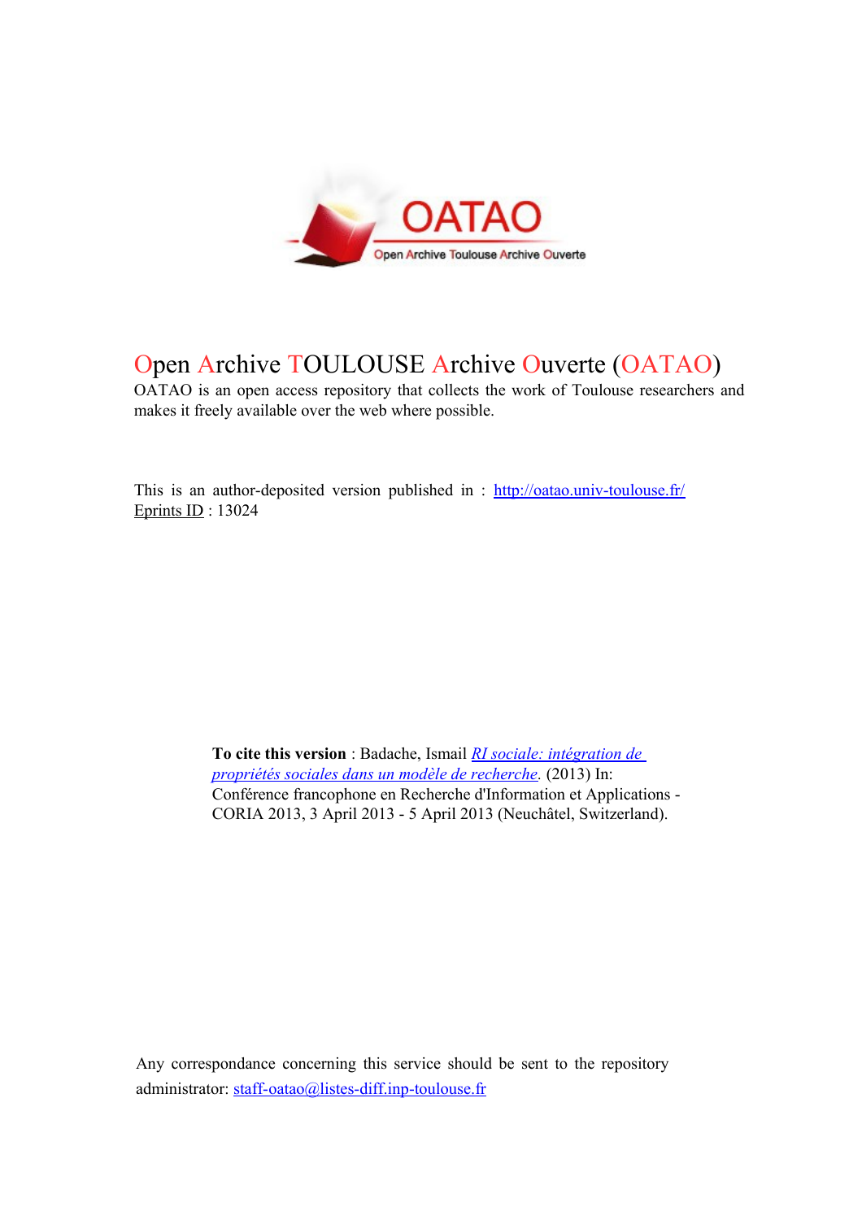# Open Archive TOULOUSE Archive Ouverte (OATAO)

OATAO is an open access repository that collects the work of Toulouse researchers and makes it freely available over the web where possible.

This is an author-deposited version published in : http://oatao.univ-toulouse.fr/
Eprints ID : 13024

**To cite this version** : Badache, Ismail *RI sociale: intégration de propriétés sociales dans un modèle de recherche.* (2013) In: Conférence francophone en Recherche d'Information et Applications - CORIA 2013, 3 April 2013 - 5 April 2013 (Neuchâtel, Switzerland).

Any correspondance concerning this service should be sent to the repository administrator: staff-oatao@listes-diff.inp-toulouse.fr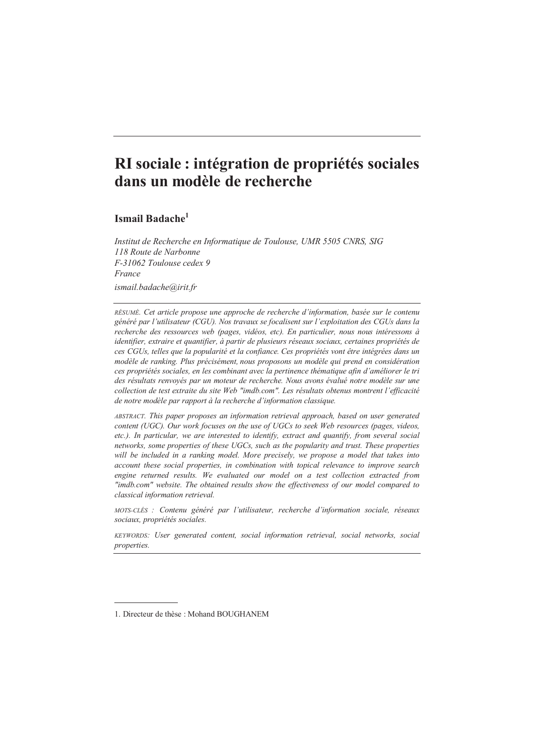# RI sociale : intégration de propriétés sociales dans un modèle de recherche

**Ismail Badache**[1]

*Institut de Recherche en Informatique de Toulouse, UMR 5505 CNRS, SIG*  
*118 Route de Narbonne*  
*F-31062 Toulouse cedex 9*  
*France*  
*ismail.badache@irit.fr*

---

*RÉSUMÉ. Cet article propose une approche de recherche d'information, basée sur le contenu généré par l'utilisateur (CGU). Nos travaux se focalisent sur l'exploitation des CGUs dans la recherche des ressources web (pages, vidéos, etc). En particulier, nous nous intéressons à identifier, extraire et quantifier, à partir de plusieurs réseaux sociaux, certaines propriétés de ces CGUs, telles que la popularité et la confiance. Ces propriétés vont être intégrées dans un modèle de ranking. Plus précisément, nous proposons un modèle qui prend en considération ces propriétés sociales, en les combinant avec la pertinence thématique afin d'améliorer le tri des résultats renvoyés par un moteur de recherche. Nous avons évalué notre modèle sur une collection de test extraite du site Web "imdb.com". Les résultats obtenus montrent l'efficacité de notre modèle par rapport à la recherche d'information classique.*

*ABSTRACT. This paper proposes an information retrieval approach, based on user generated content (UGC). Our work focuses on the use of UGCs to seek Web resources (pages, videos, etc.). In particular, we are interested to identify, extract and quantify, from several social networks, some properties of these UGCs, such as the popularity and trust. These properties will be included in a ranking model. More precisely, we propose a model that takes into account these social properties, in combination with topical relevance to improve search engine returned results. We evaluated our model on a test collection extracted from "imdb.com" website. The obtained results show the effectiveness of our model compared to classical information retrieval.*

*MOTS-CLÉS : Contenu généré par l'utilisateur, recherche d'information sociale, réseaux sociaux, propriétés sociales.*

*KEYWORDS: User generated content, social information retrieval, social networks, social properties.*

---

[1]. Directeur de thèse : Mohand BOUGHANEM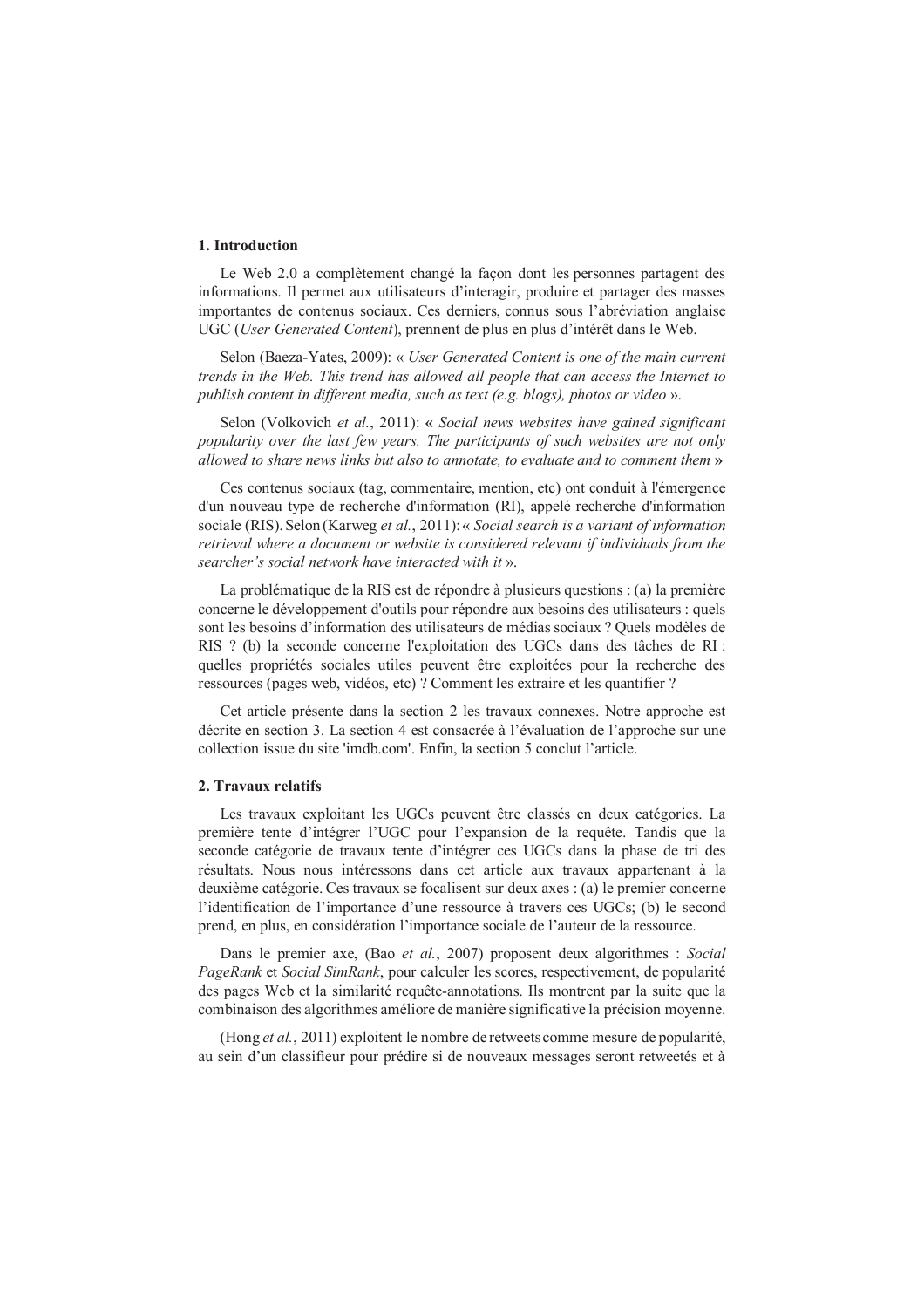## 1. Introduction

Le Web 2.0 a complètement changé la façon dont les personnes partagent des informations. Il permet aux utilisateurs d'interagir, produire et partager des masses importantes de contenus sociaux. Ces derniers, connus sous l'abréviation anglaise UGC (*User Generated Content*), prennent de plus en plus d'intérêt dans le Web.

Selon (Baeza-Yates, 2009): « *User Generated Content is one of the main current trends in the Web. This trend has allowed all people that can access the Internet to publish content in different media, such as text (e.g. blogs), photos or video* ».

Selon (Volkovich *et al.*, 2011): « *Social news websites have gained significant popularity over the last few years. The participants of such websites are not only allowed to share news links but also to annotate, to evaluate and to comment them* »

Ces contenus sociaux (tag, commentaire, mention, etc) ont conduit à l'émergence d'un nouveau type de recherche d'information (RI), appelé recherche d'information sociale (RIS). Selon (Karweg *et al.*, 2011): « *Social search is a variant of information retrieval where a document or website is considered relevant if individuals from the searcher's social network have interacted with it* ».

La problématique de la RIS est de répondre à plusieurs questions : (a) la première concerne le développement d'outils pour répondre aux besoins des utilisateurs : quels sont les besoins d'information des utilisateurs de médias sociaux ? Quels modèles de RIS ? (b) la seconde concerne l'exploitation des UGCs dans des tâches de RI : quelles propriétés sociales utiles peuvent être exploitées pour la recherche des ressources (pages web, vidéos, etc) ? Comment les extraire et les quantifier ?

Cet article présente dans la section 2 les travaux connexes. Notre approche est décrite en section 3. La section 4 est consacrée à l'évaluation de l'approche sur une collection issue du site 'imdb.com'. Enfin, la section 5 conclut l'article.

## 2. Travaux relatifs

Les travaux exploitant les UGCs peuvent être classés en deux catégories. La première tente d'intégrer l'UGC pour l'expansion de la requête. Tandis que la seconde catégorie de travaux tente d'intégrer ces UGCs dans la phase de tri des résultats. Nous nous intéressons dans cet article aux travaux appartenant à la deuxième catégorie. Ces travaux se focalisent sur deux axes : (a) le premier concerne l'identification de l'importance d'une ressource à travers ces UGCs; (b) le second prend, en plus, en considération l'importance sociale de l'auteur de la ressource.

Dans le premier axe, (Bao *et al.*, 2007) proposent deux algorithmes : *Social PageRank* et *Social SimRank*, pour calculer les scores, respectivement, de popularité des pages Web et la similarité requête-annotations. Ils montrent par la suite que la combinaison des algorithmes améliore de manière significative la précision moyenne.

(Hong *et al.*, 2011) exploitent le nombre de retweets comme mesure de popularité, au sein d'un classifieur pour prédire si de nouveaux messages seront retweetés et à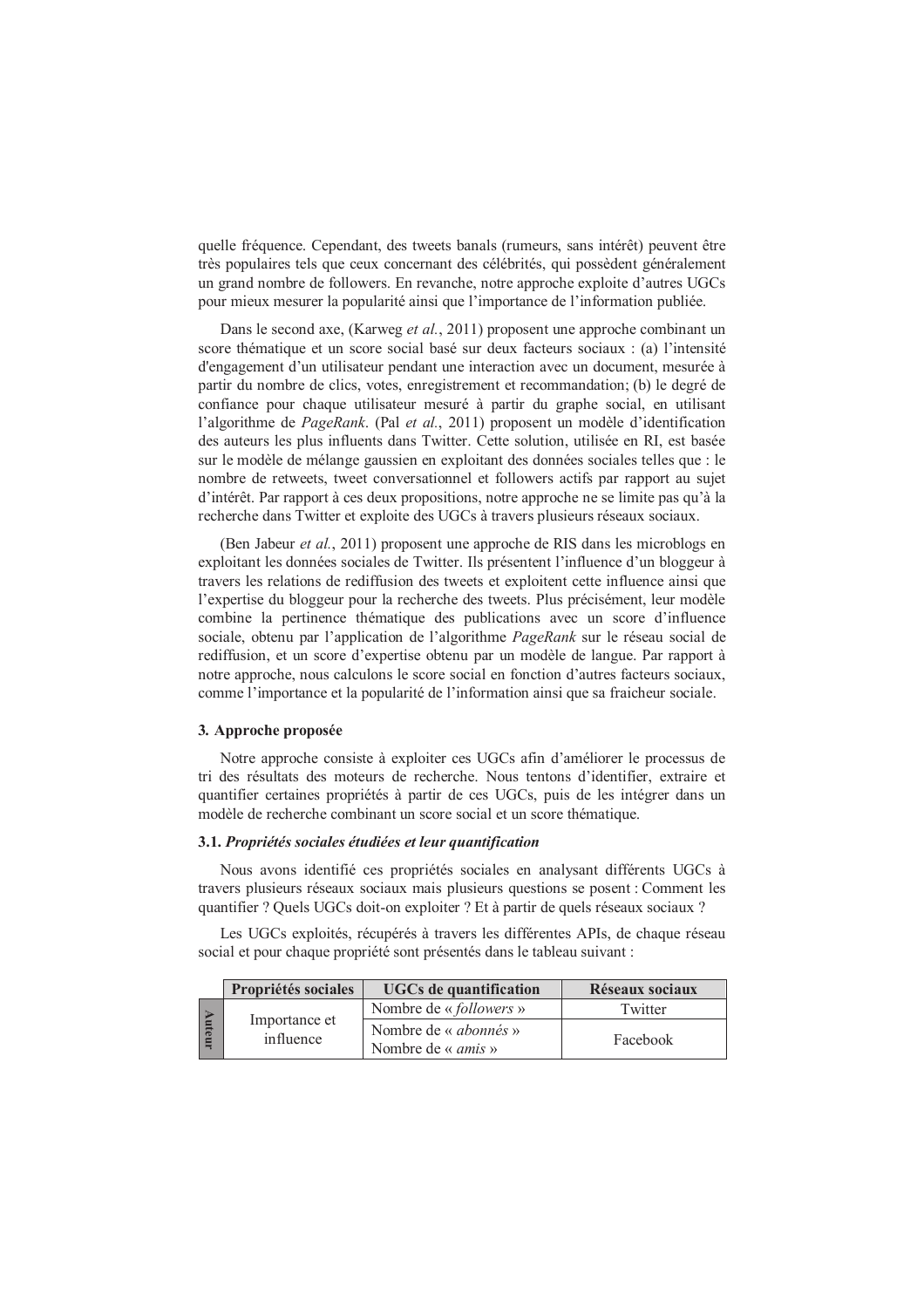quelle fréquence. Cependant, des tweets banals (rumeurs, sans intérêt) peuvent être très populaires tels que ceux concernant des célébrités, qui possèdent généralement un grand nombre de followers. En revanche, notre approche exploite d'autres UGCs pour mieux mesurer la popularité ainsi que l'importance de l'information publiée.

Dans le second axe, (Karweg *et al.*, 2011) proposent une approche combinant un score thématique et un score social basé sur deux facteurs sociaux : (a) l'intensité d'engagement d'un utilisateur pendant une interaction avec un document, mesurée à partir du nombre de clics, votes, enregistrement et recommandation; (b) le degré de confiance pour chaque utilisateur mesuré à partir du graphe social, en utilisant l'algorithme de *PageRank*. (Pal *et al.*, 2011) proposent un modèle d'identification des auteurs les plus influents dans Twitter. Cette solution, utilisée en RI, est basée sur le modèle de mélange gaussien en exploitant des données sociales telles que : le nombre de retweets, tweet conversationnel et followers actifs par rapport au sujet d'intérêt. Par rapport à ces deux propositions, notre approche ne se limite pas qu'à la recherche dans Twitter et exploite des UGCs à travers plusieurs réseaux sociaux.

(Ben Jabeur *et al.*, 2011) proposent une approche de RIS dans les microblogs en exploitant les données sociales de Twitter. Ils présentent l'influence d'un bloggeur à travers les relations de rediffusion des tweets et exploitent cette influence ainsi que l'expertise du bloggeur pour la recherche des tweets. Plus précisément, leur modèle combine la pertinence thématique des publications avec un score d'influence sociale, obtenu par l'application de l'algorithme *PageRank* sur le réseau social de rediffusion, et un score d'expertise obtenu par un modèle de langue. Par rapport à notre approche, nous calculons le score social en fonction d'autres facteurs sociaux, comme l'importance et la popularité de l'information ainsi que sa fraicheur sociale.

## 3. Approche proposée

Notre approche consiste à exploiter ces UGCs afin d'améliorer le processus de tri des résultats des moteurs de recherche. Nous tentons d'identifier, extraire et quantifier certaines propriétés à partir de ces UGCs, puis de les intégrer dans un modèle de recherche combinant un score social et un score thématique.

### 3.1. *Propriétés sociales étudiées et leur quantification*

Nous avons identifié ces propriétés sociales en analysant différents UGCs à travers plusieurs réseaux sociaux mais plusieurs questions se posent : Comment les quantifier ? Quels UGCs doit-on exploiter ? Et à partir de quels réseaux sociaux ?

Les UGCs exploités, récupérés à travers les différentes APIs, de chaque réseau social et pour chaque propriété sont présentés dans le tableau suivant :

| | Propriétés sociales | UGCs de quantification | Réseaux sociaux |
|---|---|---|---|
| Auteur | Importance et influence | Nombre de « *followers* » | Twitter |
| | | Nombre de « *abonnés* »<br>Nombre de « *amis* » | Facebook |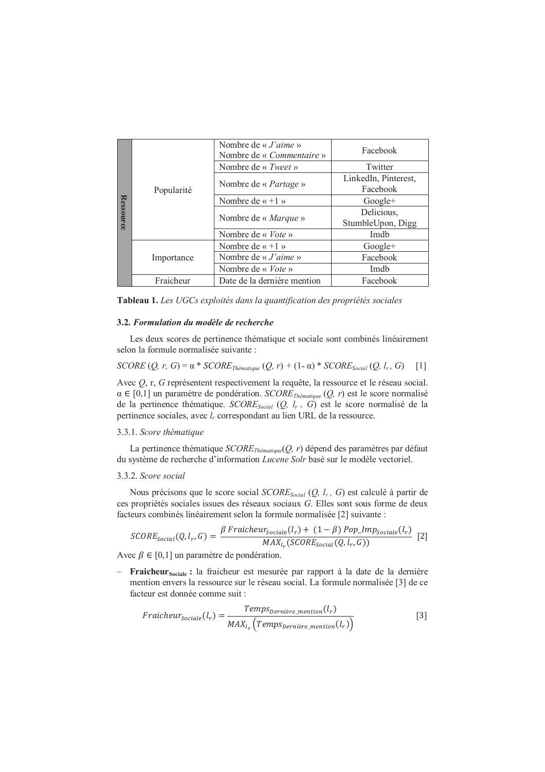| | | | |
|---|---|---|---|
| Ressource | Popularité | Nombre de « *J'aime* » Nombre de « *Commentaire* » | Facebook |
| | | Nombre de « *Tweet* » | Twitter |
| | | Nombre de « *Partage* » | LinkedIn, Pinterest, Facebook |
| | | Nombre de « +1 » | Google+ |
| | | Nombre de « *Marque* » | Delicious, StumbleUpon, Digg |
| | | Nombre de « *Vote* » | Imdb |
| | Importance | Nombre de « +1 » | Google+ |
| | | Nombre de « *J'aime* » | Facebook |
| | | Nombre de « *Vote* » | Imdb |
| | Fraicheur | Date de la dernière mention | Facebook |

**Tableau 1.** *Les UGCs exploités dans la quantification des propriétés sociales*

### 3.2. *Formulation du modèle de recherche*

Les deux scores de pertinence thématique et sociale sont combinés linéairement selon la formule normalisée suivante :

$$SCORE\,(Q, r, G) = \alpha * SCORE_{Thématique}\,(Q, r) + (1\text{-}\,\alpha) * SCORE_{Social}\,(Q, l_r, G) \quad [1]$$

Avec $Q$, r, $G$ représentent respectivement la requête, la ressource et le réseau social. $\alpha \in [0,1]$ un paramètre de pondération. $SCORE_{Thématique}\,(Q, r)$ est le score normalisé de la pertinence thématique. $SCORE_{Social}\,(Q, l_r, G)$ est le score normalisé de la pertinence sociales, avec $l_r$ correspondant au lien URL de la ressource.

3.3.1. *Score thématique*

La pertinence thématique $SCORE_{Thématique}(Q, r)$ dépend des paramètres par défaut du système de recherche d'information *Lucene Solr* basé sur le modèle vectoriel.

3.3.2. *Score social*

Nous précisons que le score social $SCORE_{Social}\,(Q, l_r, G)$ est calculé à partir de ces propriétés sociales issues des réseaux sociaux $G$. Elles sont sous forme de deux facteurs combinés linéairement selon la formule normalisée [2] suivante :

$$SCORE_{Social}(Q, l_r, G) = \frac{\beta\, Fraicheur_{Sociale}(l_r) + (1-\beta)\, Pop\_Imp_{Sociale}(l_r)}{MAX_{l_r}(SCORE_{Social}(Q, l_r, G))} \quad [2]$$

Avec $\beta \in [0,1]$ un paramètre de pondération.

– **Fraicheur$_{\text{Sociale}}$ :** la fraicheur est mesurée par rapport à la date de la dernière mention envers la ressource sur le réseau social. La formule normalisée [3] de ce facteur est donnée comme suit :

$$Fraicheur_{Sociale}(l_r) = \frac{Temps_{Dernière\_mention}(l_r)}{MAX_{l_r}\left(Temps_{Dernière\_mention}(l_r)\right)} \quad [3]$$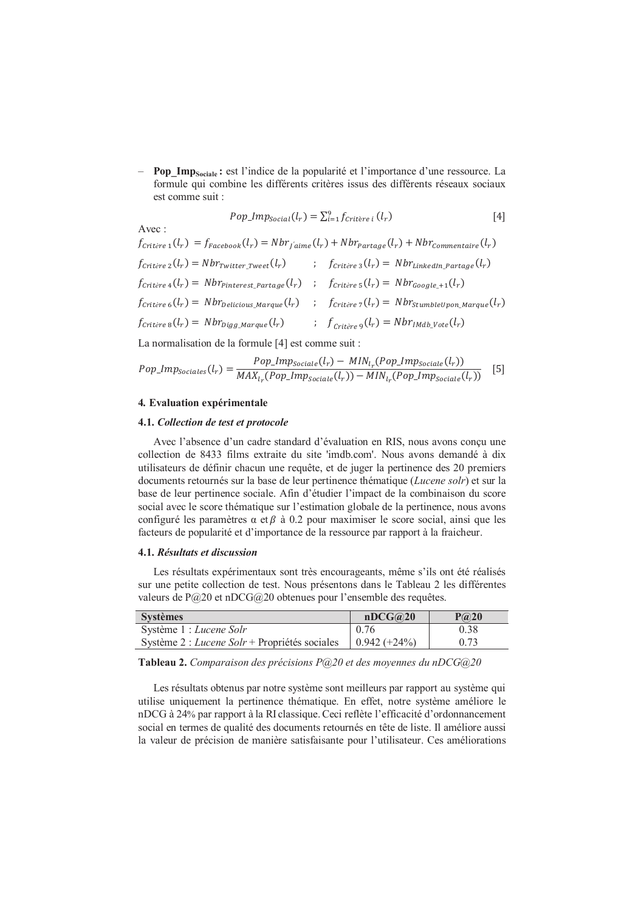– **Pop_Imp$_{Sociale}$ :** est l'indice de la popularité et l'importance d'une ressource. La formule qui combine les différents critères issus des différents réseaux sociaux est comme suit :

$$Pop\_Imp_{Social}(l_r) = \sum_{i=1}^{9} f_{Critère\ i}\,(l_r) \qquad [4]$$

Avec :

$f_{Critère\ 1}(l_r) = f_{Facebook}(l_r) = Nbr_{J'aime}(l_r) + Nbr_{Partage}(l_r) + Nbr_{Commentaire}(l_r)$

$f_{Critère\ 2}(l_r) = Nbr_{Twitter\_Tweet}(l_r)$ ; $f_{Critère\ 3}(l_r) = Nbr_{LinkedIn\_Partage}(l_r)$

$f_{Critère\ 4}(l_r) = Nbr_{Pinterest\_Partage}(l_r)$ ; $f_{Critère\ 5}(l_r) = Nbr_{Google\_+1}(l_r)$

$f_{Critère\ 6}(l_r) = Nbr_{Delicious\_Marque}(l_r)$ ; $f_{Critère\ 7}(l_r) = Nbr_{StumbleUpon\_Marque}(l_r)$

$f_{Critère\ 8}(l_r) = Nbr_{Digg\_Marque}(l_r)$ ; $f_{Critère\ 9}(l_r) = Nbr_{IMdb\_Vote}(l_r)$

La normalisation de la formule [4] est comme suit :

$$Pop\_Imp_{Sociales}(l_r) = \frac{Pop\_Imp_{Sociale}(l_r) - MIN_{l_r}(Pop\_Imp_{Sociale}(l_r))}{MAX_{l_r}(Pop\_Imp_{Sociale}(l_r)) - MIN_{l_r}(Pop\_Imp_{Sociale}(l_r))} \qquad [5]$$

## 4. Evaluation expérimentale

### 4.1. *Collection de test et protocole*

Avec l'absence d'un cadre standard d'évaluation en RIS, nous avons conçu une collection de 8433 films extraite du site 'imdb.com'. Nous avons demandé à dix utilisateurs de définir chacun une requête, et de juger la pertinence des 20 premiers documents retournés sur la base de leur pertinence thématique (*Lucene solr*) et sur la base de leur pertinence sociale. Afin d'étudier l'impact de la combinaison du score social avec le score thématique sur l'estimation globale de la pertinence, nous avons configuré les paramètres $\alpha$ et $\beta$ à 0.2 pour maximiser le score social, ainsi que les facteurs de popularité et d'importance de la ressource par rapport à la fraicheur.

### 4.1. *Résultats et discussion*

Les résultats expérimentaux sont très encourageants, même s'ils ont été réalisés sur une petite collection de test. Nous présentons dans le Tableau 2 les différentes valeurs de P@20 et nDCG@20 obtenues pour l'ensemble des requêtes.

| Systèmes | nDCG@20 | P@20 |
|---|---|---|
| Système 1 : *Lucene Solr* | 0.76 | 0.38 |
| Système 2 : *Lucene Solr* + Propriétés sociales | 0.942 (+24%) | 0.73 |

**Tableau 2.** *Comparaison des précisions P@20 et des moyennes du nDCG@20*

Les résultats obtenus par notre système sont meilleurs par rapport au système qui utilise uniquement la pertinence thématique. En effet, notre système améliore le nDCG à 24% par rapport à la RI classique. Ceci reflète l'efficacité d'ordonnancement social en termes de qualité des documents retournés en tête de liste. Il améliore aussi la valeur de précision de manière satisfaisante pour l'utilisateur. Ces améliorations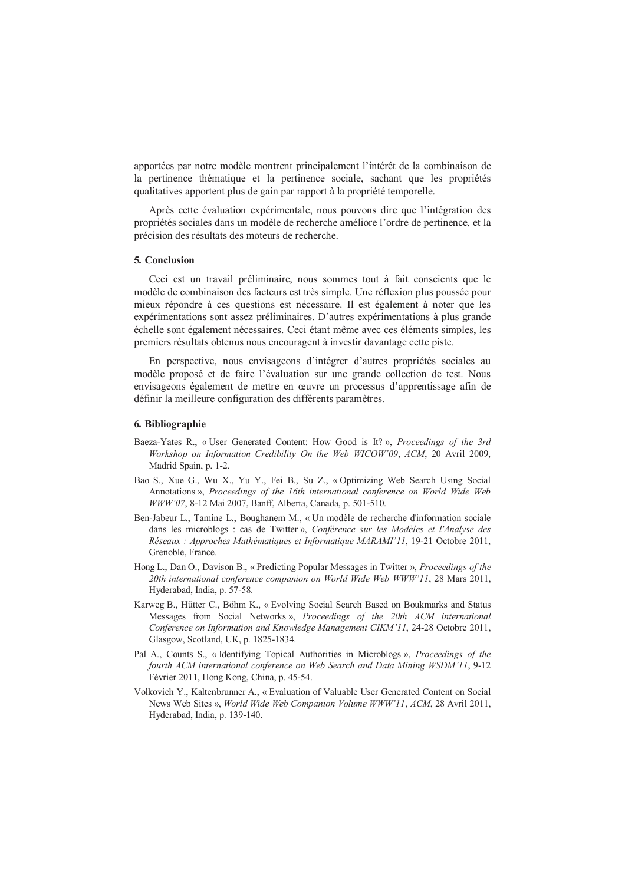apportées par notre modèle montrent principalement l'intérêt de la combinaison de la pertinence thématique et la pertinence sociale, sachant que les propriétés qualitatives apportent plus de gain par rapport à la propriété temporelle.

Après cette évaluation expérimentale, nous pouvons dire que l'intégration des propriétés sociales dans un modèle de recherche améliore l'ordre de pertinence, et la précision des résultats des moteurs de recherche.

## 5. Conclusion

Ceci est un travail préliminaire, nous sommes tout à fait conscients que le modèle de combinaison des facteurs est très simple. Une réflexion plus poussée pour mieux répondre à ces questions est nécessaire. Il est également à noter que les expérimentations sont assez préliminaires. D'autres expérimentations à plus grande échelle sont également nécessaires. Ceci étant même avec ces éléments simples, les premiers résultats obtenus nous encouragent à investir davantage cette piste.

En perspective, nous envisageons d'intégrer d'autres propriétés sociales au modèle proposé et de faire l'évaluation sur une grande collection de test. Nous envisageons également de mettre en œuvre un processus d'apprentissage afin de définir la meilleure configuration des différents paramètres.

## 6. Bibliographie

Baeza-Yates R., « User Generated Content: How Good is It? », *Proceedings of the 3rd Workshop on Information Credibility On the Web WICOW'09*, *ACM*, 20 Avril 2009, Madrid Spain, p. 1-2.

Bao S., Xue G., Wu X., Yu Y., Fei B., Su Z., « Optimizing Web Search Using Social Annotations », *Proceedings of the 16th international conference on World Wide Web WWW'07*, 8-12 Mai 2007, Banff, Alberta, Canada, p. 501-510.

Ben-Jabeur L., Tamine L., Boughanem M., « Un modèle de recherche d'information sociale dans les microblogs : cas de Twitter », *Conférence sur les Modèles et l'Analyse des Réseaux : Approches Mathématiques et Informatique MARAMI'11*, 19-21 Octobre 2011, Grenoble, France.

Hong L., Dan O., Davison B., « Predicting Popular Messages in Twitter », *Proceedings of the 20th international conference companion on World Wide Web WWW'11*, 28 Mars 2011, Hyderabad, India, p. 57-58.

Karweg B., Hütter C., Böhm K., « Evolving Social Search Based on Boukmarks and Status Messages from Social Networks », *Proceedings of the 20th ACM international Conference on Information and Knowledge Management CIKM'11*, 24-28 Octobre 2011, Glasgow, Scotland, UK, p. 1825-1834.

Pal A., Counts S., « Identifying Topical Authorities in Microblogs », *Proceedings of the fourth ACM international conference on Web Search and Data Mining WSDM'11*, 9-12 Février 2011, Hong Kong, China, p. 45-54.

Volkovich Y., Kaltenbrunner A., « Evaluation of Valuable User Generated Content on Social News Web Sites », *World Wide Web Companion Volume WWW'11*, *ACM*, 28 Avril 2011, Hyderabad, India, p. 139-140.